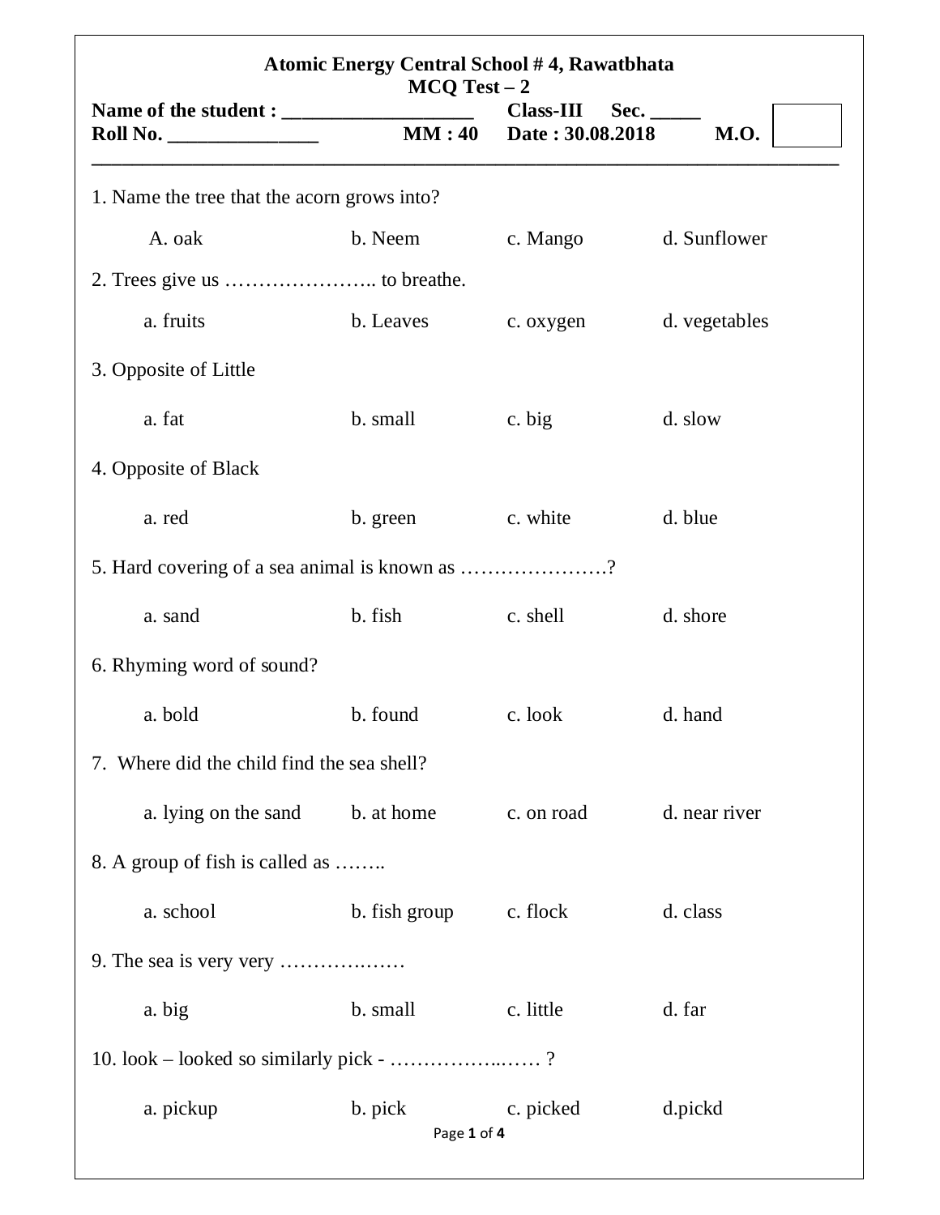# Atomic Energy Central School # 4, Rawatbhata

## MCQ Test – 2

**Name of the student : __________________ Class-III Sec. _____**

**Roll No. _______________ MM : 40 Date : 30.08.2018 M.O.**

---

1. Name the tree that the acorn grows into?

   A. oak  b. Neem  c. Mango  d. Sunflower

2. Trees give us ………………….. to breathe.

   a. fruits  b. Leaves  c. oxygen  d. vegetables

3. Opposite of Little

   a. fat  b. small  c. big  d. slow

4. Opposite of Black

   a. red  b. green  c. white  d. blue

5. Hard covering of a sea animal is known as ………………….?

   a. sand  b. fish  c. shell  d. shore

6. Rhyming word of sound?

   a. bold  b. found  c. look  d. hand

7. Where did the child find the sea shell?

   a. lying on the sand  b. at home  c. on road  d. near river

8. A group of fish is called as ……..

   a. school  b. fish group  c. flock  d. class

9. The sea is very very …………..……

   a. big  b. small  c. little  d. far

10. look – looked so similarly pick - ……………..…… ?

    a. pickup  b. pick  c. picked  d.pickd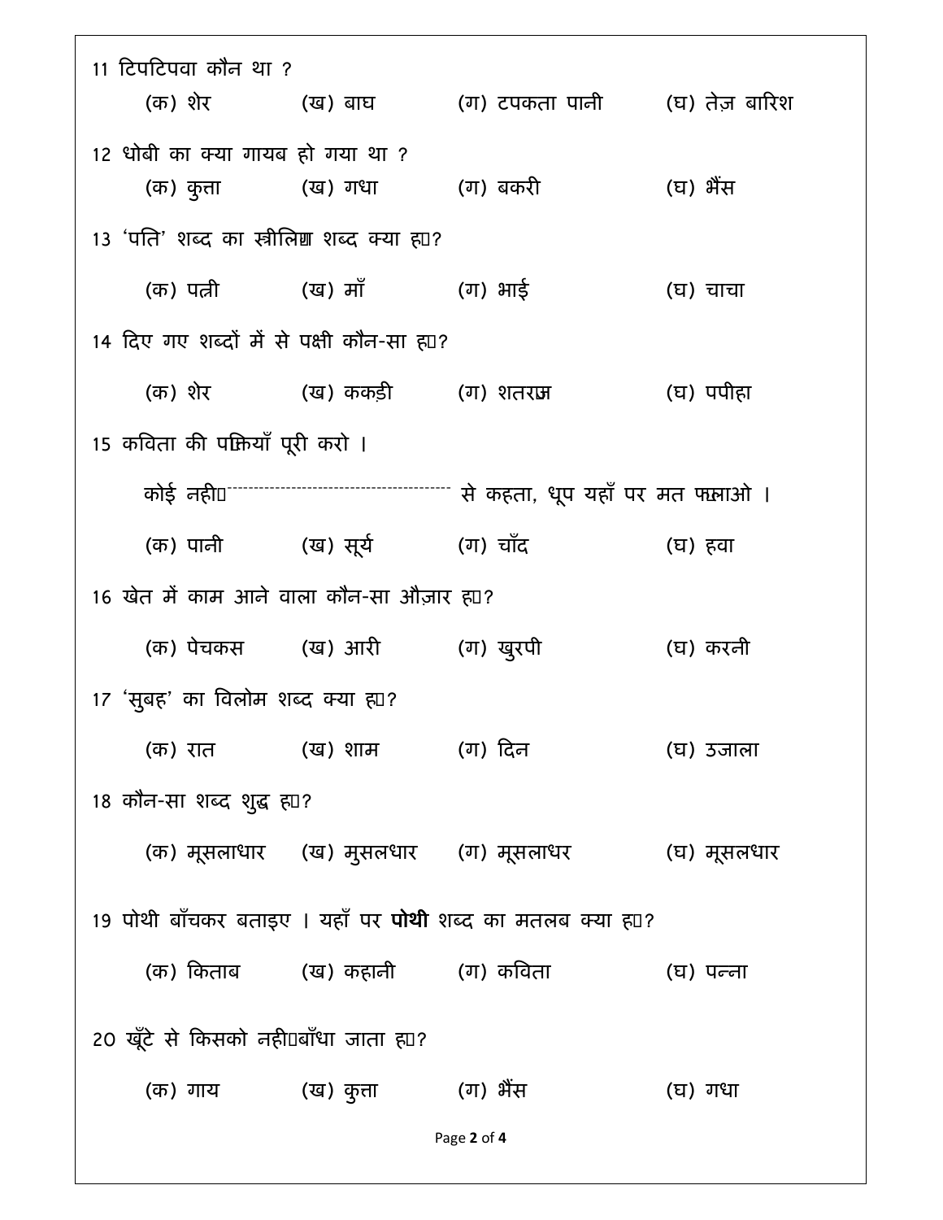11 टिपटिपवा कौन था ?

(क) शेर (ख) बाघ (ग) टपकता पानी (घ) तेज़ बारिश

12 धोबी का क्या गायब हो गया था ?

(क) कुत्ता (ख) गधा (ग) बकरी (घ) भैंस

13 'पति' शब्द का स्त्रीलिंग शब्द क्या है?

(क) पत्नी (ख) माँ (ग) भाई (घ) चाचा

14 दिए गए शब्दों में से पक्षी कौन-सा है?

(क) शेर (ख) ककड़ी (ग) शतरंज (घ) पपीहा

15 कविता की पंक्तियाँ पूरी करो ।

कोई नहीं ------------------------- से कहता, धूप यहाँ पर मत फैलाओ ।

(क) पानी (ख) सूर्य (ग) चाँद (घ) हवा

16 खेत में काम आने वाला कौन-सा औज़ार है?

(क) पेचकस (ख) आरी (ग) खुरपी (घ) करनी

17 'सुबह' का विलोम शब्द क्या है?

(क) रात (ख) शाम (ग) दिन (घ) उजाला

18 कौन-सा शब्द शुद्ध है?

(क) मूसलाधार (ख) मुसलधार (ग) मूसलाधर (घ) मूसलधार

19 पोथी बाँचकर बताइए । यहाँ पर **पोथी** शब्द का मतलब क्या है?

(क) किताब (ख) कहानी (ग) कविता (घ) पन्ना

20 खूँटे से किसको नहीं बाँधा जाता है?

(क) गाय (ख) कुत्ता (ग) भैंस (घ) गधा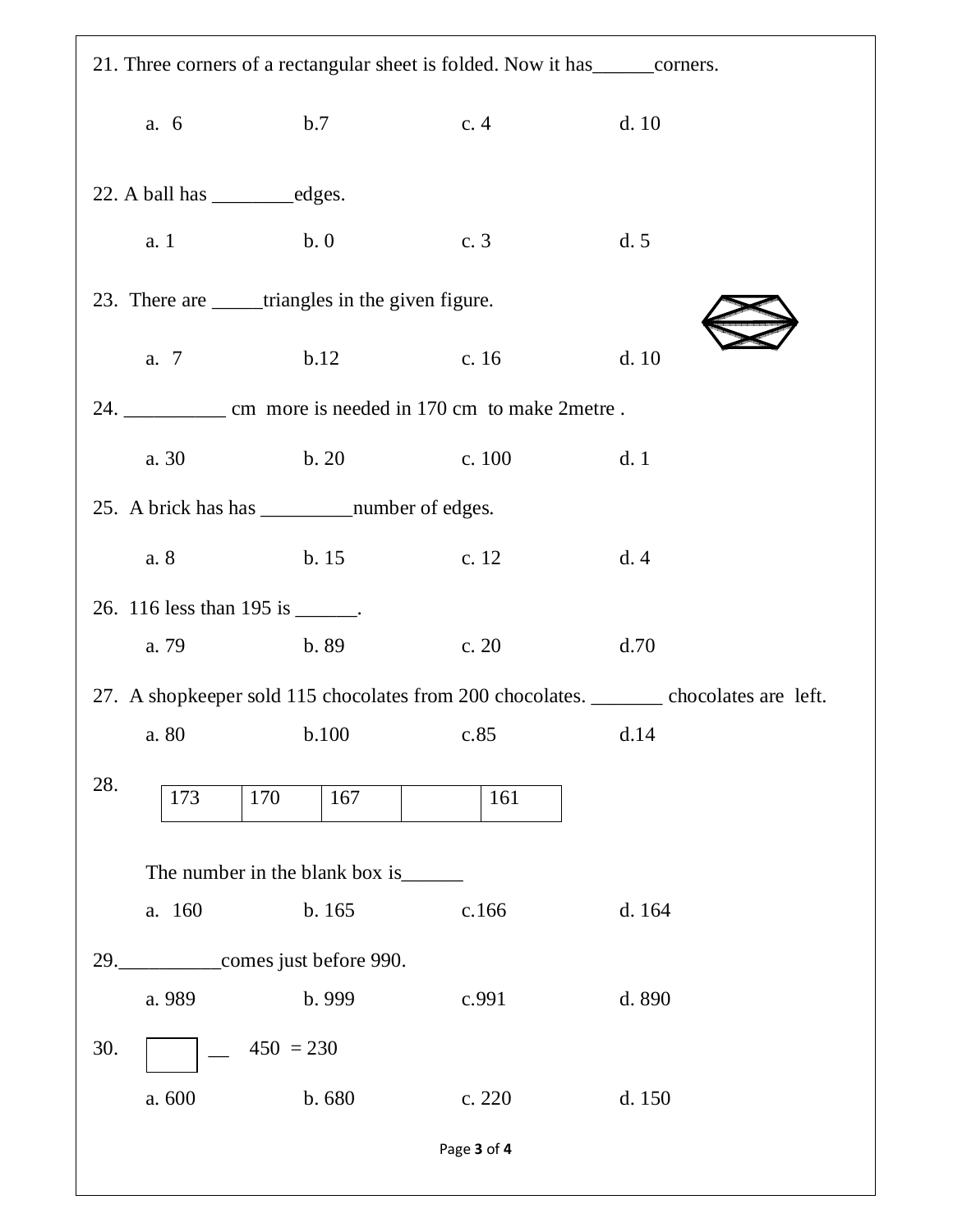21. Three corners of a rectangular sheet is folded. Now it has______corners.

a. 6 b.7 c. 4 d. 10

22. A ball has ________edges.

a. 1 b. 0 c. 3 d. 5

23. There are _____triangles in the given figure.

a. 7 b.12 c. 16 d. 10

24. __________ cm more is needed in 170 cm to make 2metre .

a. 30 b. 20 c. 100 d. 1

25. A brick has has _________number of edges.

a. 8 b. 15 c. 12 d. 4

26. 116 less than 195 is ______.

a. 79 b. 89 c. 20 d.70

27. A shopkeeper sold 115 chocolates from 200 chocolates. _______ chocolates are left.

a. 80 b.100 c.85 d.14

28.

| 173 | 170 | 167 |  | 161 |
|---|---|---|---|---|

The number in the blank box is______

a. 160 b. 165 c.166 d. 164

29.__________comes just before 990.

a. 989 b. 999 c.991 d. 890

30. ☐ __ 450 = 230

a. 600 b. 680 c. 220 d. 150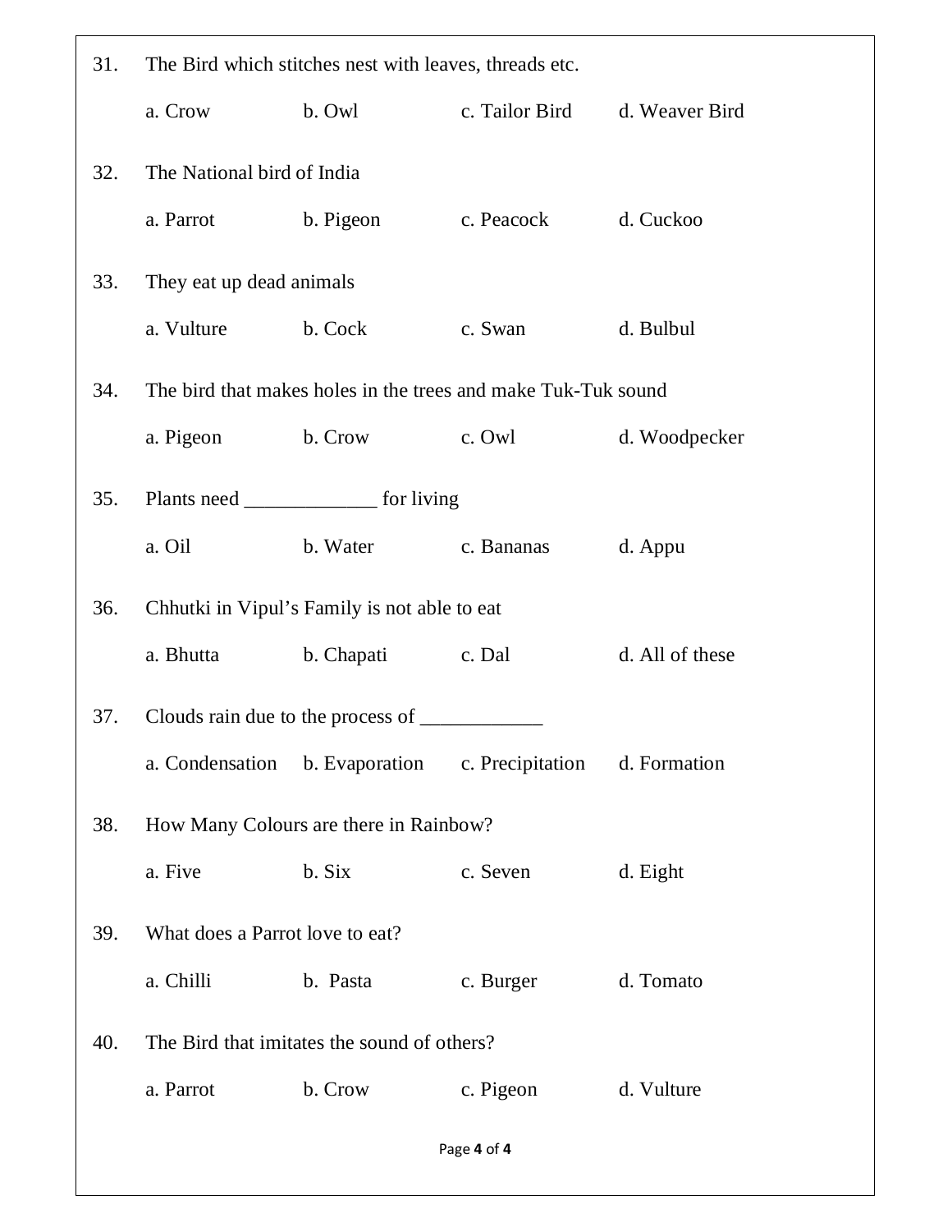31. The Bird which stitches nest with leaves, threads etc.

    a. Crow b. Owl c. Tailor Bird d. Weaver Bird

32. The National bird of India

    a. Parrot b. Pigeon c. Peacock d. Cuckoo

33. They eat up dead animals

    a. Vulture b. Cock c. Swan d. Bulbul

34. The bird that makes holes in the trees and make Tuk-Tuk sound

    a. Pigeon b. Crow c. Owl d. Woodpecker

35. Plants need _____________ for living

    a. Oil b. Water c. Bananas d. Appu

36. Chhutki in Vipul's Family is not able to eat

    a. Bhutta b. Chapati c. Dal d. All of these

37. Clouds rain due to the process of ____________

    a. Condensation b. Evaporation c. Precipitation d. Formation

38. How Many Colours are there in Rainbow?

    a. Five b. Six c. Seven d. Eight

39. What does a Parrot love to eat?

    a. Chilli b. Pasta c. Burger d. Tomato

40. The Bird that imitates the sound of others?

    a. Parrot b. Crow c. Pigeon d. Vulture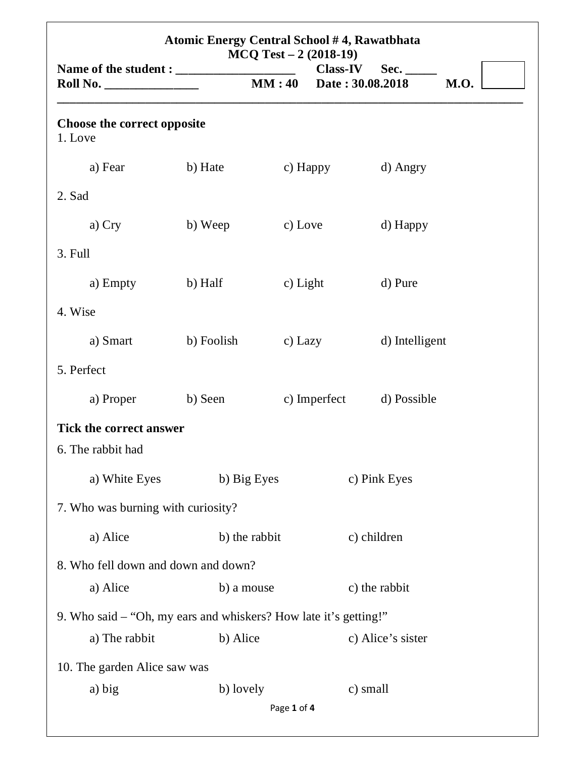**Atomic Energy Central School # 4, Rawatbhata**
**MCQ Test – 2 (2018-19)**

**Name of the student : ___________________ Class-IV Sec. _____**
**Roll No. _______________ MM : 40 Date : 30.08.2018 M.O.**

---

**Choose the correct opposite**

1. Love

   a) Fear b) Hate c) Happy d) Angry

2. Sad

   a) Cry b) Weep c) Love d) Happy

3. Full

   a) Empty b) Half c) Light d) Pure

4. Wise

   a) Smart b) Foolish c) Lazy d) Intelligent

5. Perfect

   a) Proper b) Seen c) Imperfect d) Possible

**Tick the correct answer**

6. The rabbit had

   a) White Eyes b) Big Eyes c) Pink Eyes

7. Who was burning with curiosity?

   a) Alice b) the rabbit c) children

8. Who fell down and down and down?

   a) Alice b) a mouse c) the rabbit

9. Who said – "Oh, my ears and whiskers? How late it's getting!"

   a) The rabbit b) Alice c) Alice's sister

10. The garden Alice saw was

    a) big b) lovely c) small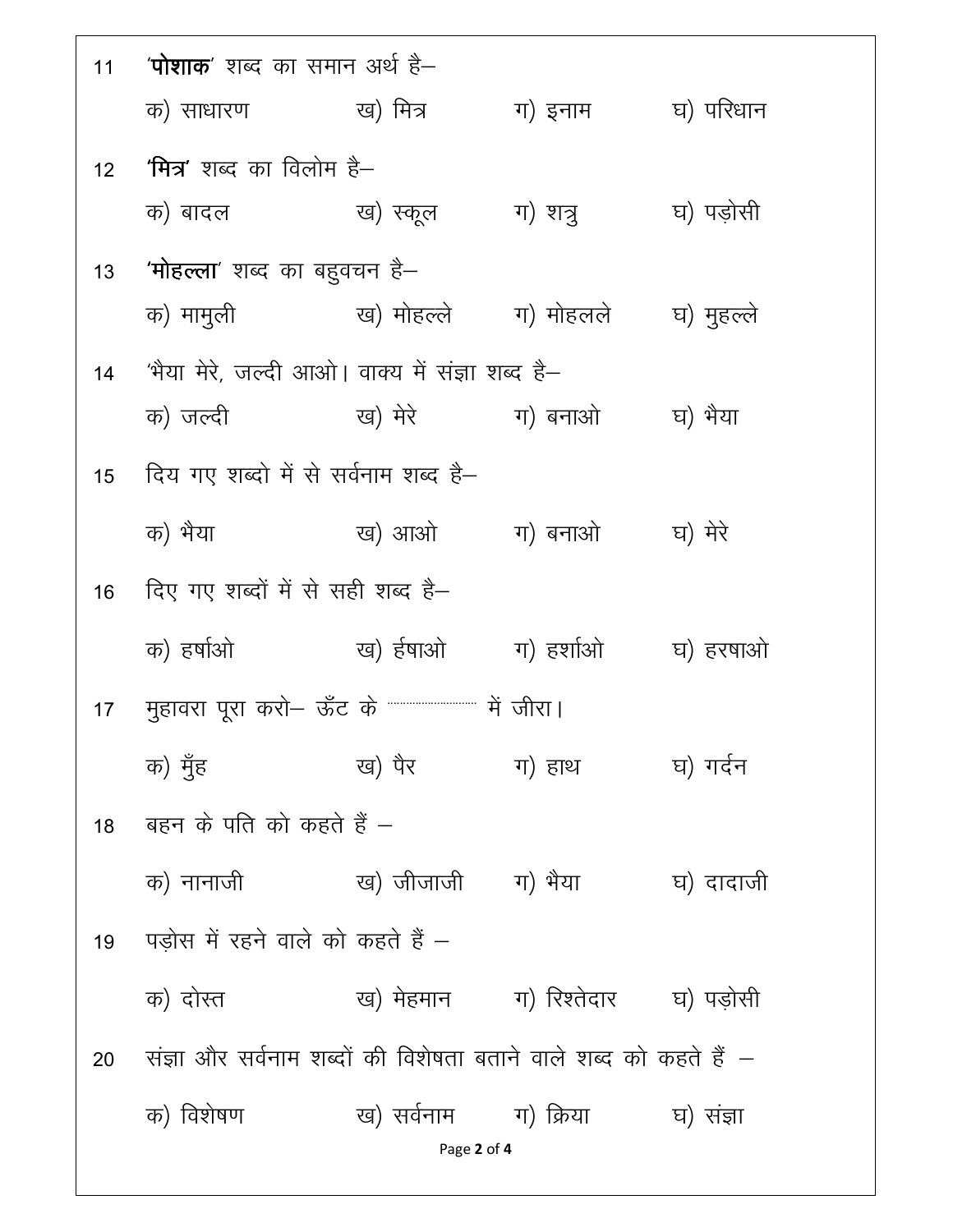11 '**पोशाक**' शब्द का समान अर्थ है–

क) साधारण ख) मित्र ग) इनाम घ) परिधान

12 '**मित्र**' शब्द का विलोम है–

क) बादल ख) स्कूल ग) शत्रु घ) पड़ोसी

13 '**मोहल्ला**' शब्द का बहुवचन है–

क) मामुली ख) मोहल्ले ग) मोहलले घ) मुहल्ले

14 'भैया मेरे, जल्दी आओ। वाक्य में संज्ञा शब्द है–

क) जल्दी ख) मेरे ग) बनाओ घ) भैया

15 दिय गए शब्दो में से सर्वनाम शब्द है–

क) भैया ख) आओ ग) बनाओ घ) मेरे

16 दिए गए शब्दों में से सही शब्द है–

क) हर्षाओ ख) ईषाओ ग) हर्शाओ घ) हरषाओ

17 मुहावरा पूरा करो– ऊँट के .................... में जीरा।

क) मुँह ख) पैर ग) हाथ घ) गर्दन

18 बहन के पति को कहते हैं –

क) नानाजी ख) जीजाजी ग) भैया घ) दादाजी

19 पड़ोस में रहने वाले को कहते हैं –

क) दोस्त ख) मेहमान ग) रिश्तेदार घ) पड़ोसी

20 संज्ञा और सर्वनाम शब्दों की विशेषता बताने वाले शब्द को कहते हैं –

क) विशेषण ख) सर्वनाम ग) क्रिया घ) संज्ञा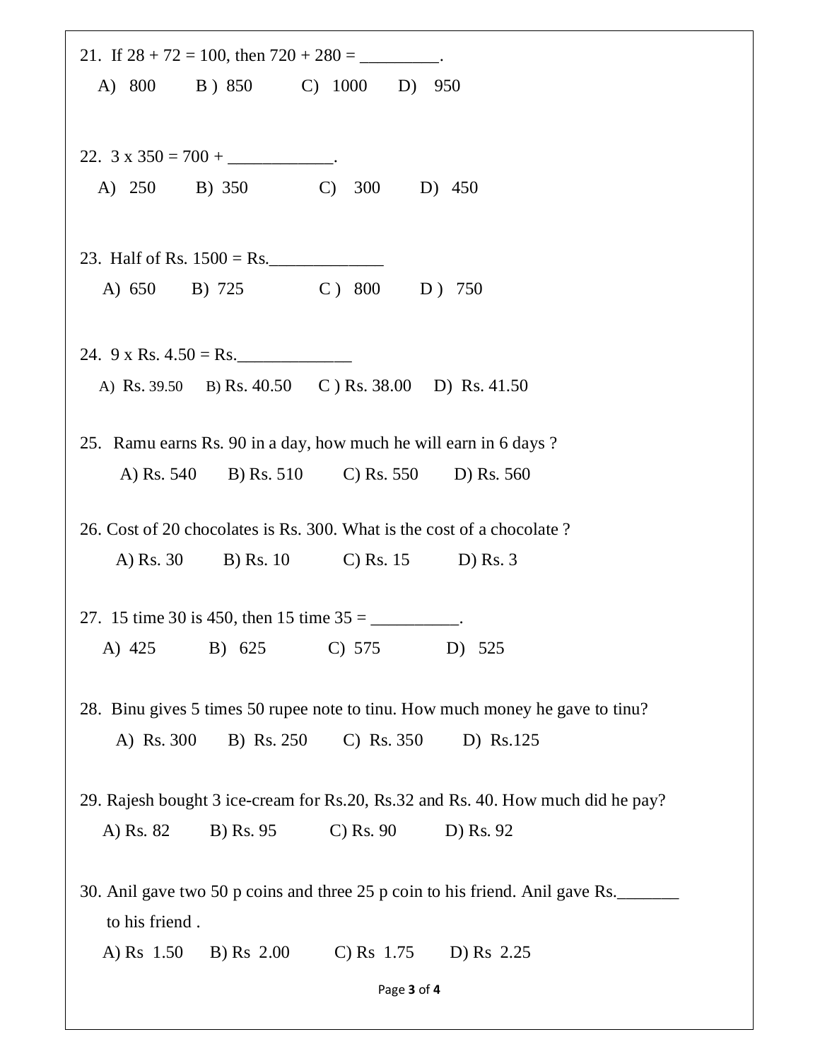21. If 28 + 72 = 100, then 720 + 280 = _________.

A) 800  B ) 850  C) 1000  D) 950

22. 3 x 350 = 700 + ____________.

A) 250  B) 350  C) 300  D) 450

23. Half of Rs. 1500 = Rs._____________

A) 650  B) 725  C ) 800  D ) 750

24. 9 x Rs. 4.50 = Rs._____________

A) Rs. 39.50  B) Rs. 40.50  C ) Rs. 38.00  D) Rs. 41.50

25. Ramu earns Rs. 90 in a day, how much he will earn in 6 days ?

A) Rs. 540  B) Rs. 510  C) Rs. 550  D) Rs. 560

26. Cost of 20 chocolates is Rs. 300. What is the cost of a chocolate ?

A) Rs. 30  B) Rs. 10  C) Rs. 15  D) Rs. 3

27. 15 time 30 is 450, then 15 time 35 = __________.

A) 425  B) 625  C) 575  D) 525

28. Binu gives 5 times 50 rupee note to tinu. How much money he gave to tinu?

A) Rs. 300  B) Rs. 250  C) Rs. 350  D) Rs.125

29. Rajesh bought 3 ice-cream for Rs.20, Rs.32 and Rs. 40. How much did he pay?

A) Rs. 82  B) Rs. 95  C) Rs. 90  D) Rs. 92

30. Anil gave two 50 p coins and three 25 p coin to his friend. Anil gave Rs._______ to his friend .

A) Rs 1.50  B) Rs 2.00  C) Rs 1.75  D) Rs 2.25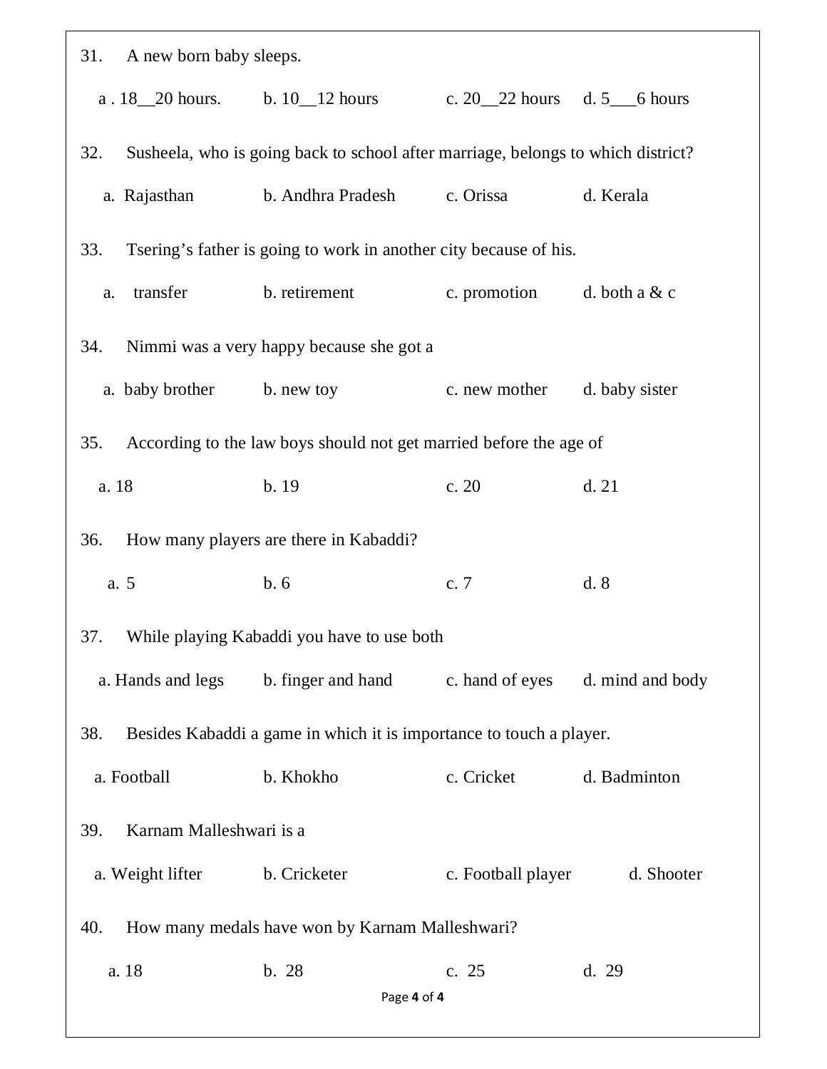31. A new born baby sleeps.

a . 18__20 hours. b. 10__12 hours c. 20__22 hours d. 5___6 hours

32. Susheela, who is going back to school after marriage, belongs to which district?

a. Rajasthan b. Andhra Pradesh c. Orissa d. Kerala

33. Tsering's father is going to work in another city because of his.

a. transfer b. retirement c. promotion d. both a & c

34. Nimmi was a very happy because she got a

a. baby brother b. new toy c. new mother d. baby sister

35. According to the law boys should not get married before the age of

a. 18 b. 19 c. 20 d. 21

36. How many players are there in Kabaddi?

a. 5 b. 6 c. 7 d. 8

37. While playing Kabaddi you have to use both

a. Hands and legs b. finger and hand c. hand of eyes d. mind and body

38. Besides Kabaddi a game in which it is importance to touch a player.

a. Football b. Khokho c. Cricket d. Badminton

39. Karnam Malleshwari is a

a. Weight lifter b. Cricketer c. Football player d. Shooter

40. How many medals have won by Karnam Malleshwari?

a. 18 b. 28 c. 25 d. 29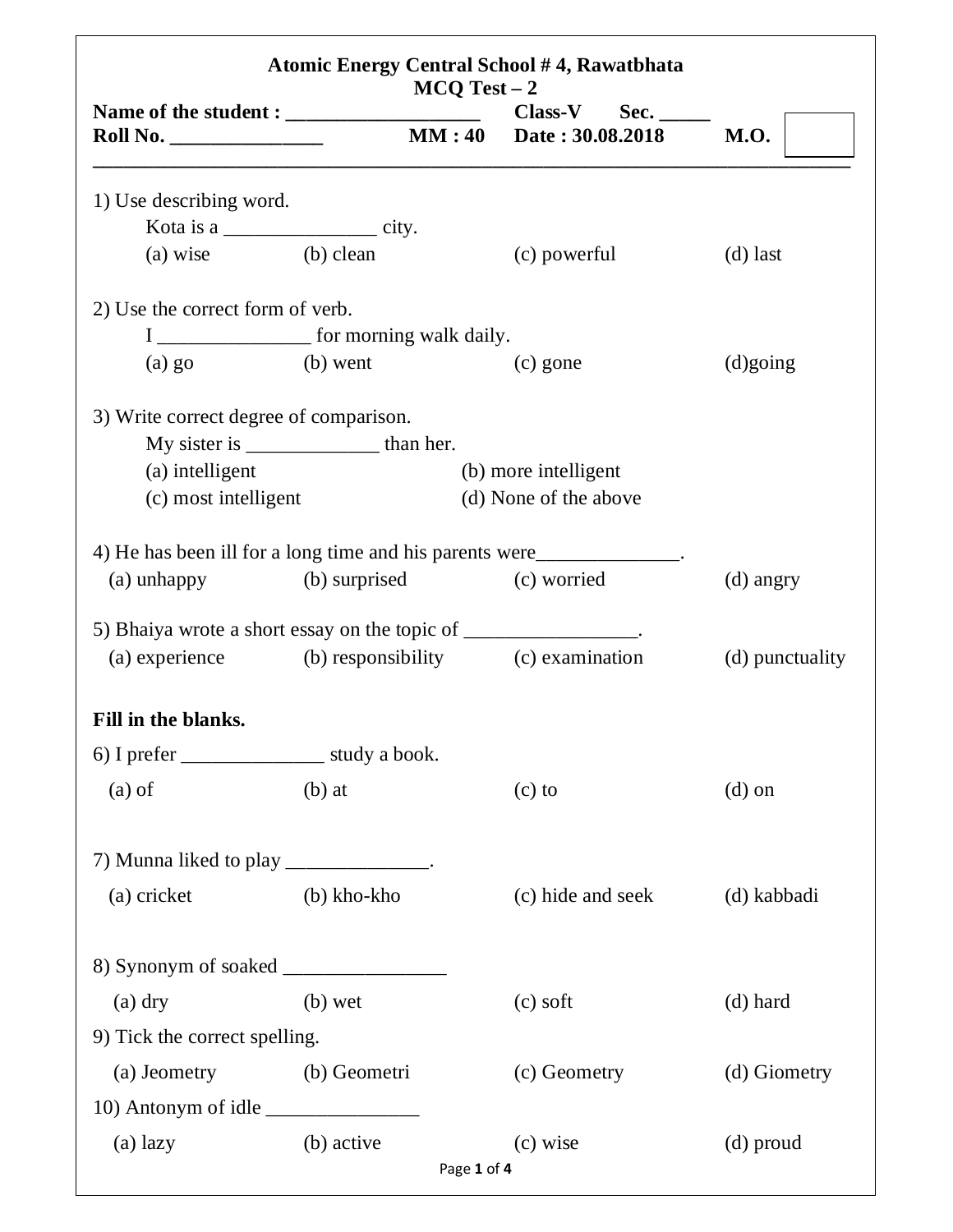**Atomic Energy Central School # 4, Rawatbhata**
**MCQ Test – 2**

**Name of the student : ___________________ Class-V Sec. _____**
**Roll No. _______________ MM : 40 Date : 30.08.2018 M.O.**

1) Use describing word.
Kota is a _______________ city.
(a) wise (b) clean (c) powerful (d) last

2) Use the correct form of verb.
I _______________ for morning walk daily.
(a) go (b) went (c) gone (d)going

3) Write correct degree of comparison.
My sister is _____________ than her.
(a) intelligent (b) more intelligent
(c) most intelligent (d) None of the above

4) He has been ill for a long time and his parents were______________.
(a) unhappy (b) surprised (c) worried (d) angry

5) Bhaiya wrote a short essay on the topic of _________________.
(a) experience (b) responsibility (c) examination (d) punctuality

**Fill in the blanks.**

6) I prefer ______________ study a book.
(a) of (b) at (c) to (d) on

7) Munna liked to play ______________.
(a) cricket (b) kho-kho (c) hide and seek (d) kabbadi

8) Synonym of soaked ________________
(a) dry (b) wet (c) soft (d) hard

9) Tick the correct spelling.
(a) Jeometry (b) Geometri (c) Geometry (d) Giometry

10) Antonym of idle _______________
(a) lazy (b) active (c) wise (d) proud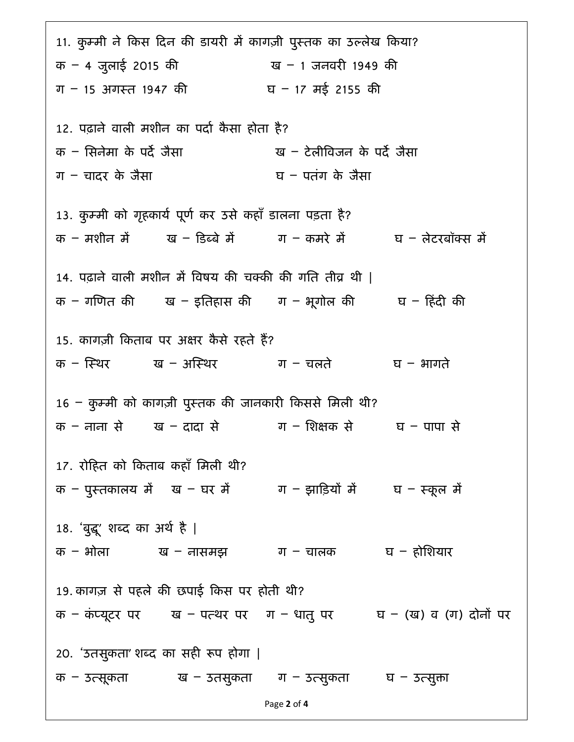11. कुम्मी ने किस दिन की डायरी में कागज़ी पुस्तक का उल्लेख किया?

क – 4 जुलाई 2015 की ख – 1 जनवरी 1949 की

ग – 15 अगस्त 1947 की घ – 17 मई 2155 की

12. पढ़ाने वाली मशीन का पर्दा कैसा होता है?

क – सिनेमा के पर्दे जैसा ख – टेलीविजन के पर्दे जैसा

ग – चादर के जैसा घ – पतंग के जैसा

13. कुम्मी को गृहकार्य पूर्ण कर उसे कहाँ डालना पड़ता है?

क – मशीन में ख – डिब्बे में ग – कमरे में घ – लेटरबॉक्स में

14. पढ़ाने वाली मशीन में विषय की चक्की की गति तीव्र थी |

क – गणित की ख – इतिहास की ग – भूगोल की घ – हिंदी की

15. कागज़ी किताब पर अक्षर कैसे रहते हैं?

क – स्थिर ख – अस्थिर ग – चलते घ – भागते

16 – कुम्मी को कागज़ी पुस्तक की जानकारी किससे मिली थी?

क – नाना से ख – दादा से ग – शिक्षक से घ – पापा से

17. रोहित को किताब कहाँ मिली थी?

क – पुस्तकालय में ख – घर में ग – झाड़ियों में घ – स्कूल में

18. 'बुद्धू' शब्द का अर्थ है |

क – भोला ख – नासमझ ग – चालक घ – होशियार

19. कागज़ से पहले की छपाई किस पर होती थी?

क – कंप्यूटर पर ख – पत्थर पर ग – धातु पर घ – (ख) व (ग) दोनों पर

20. 'उतसुकता' शब्द का सही रूप होगा |

क – उत्सूकता ख – उतसुकता ग – उत्सुकता घ – उत्सुक्ता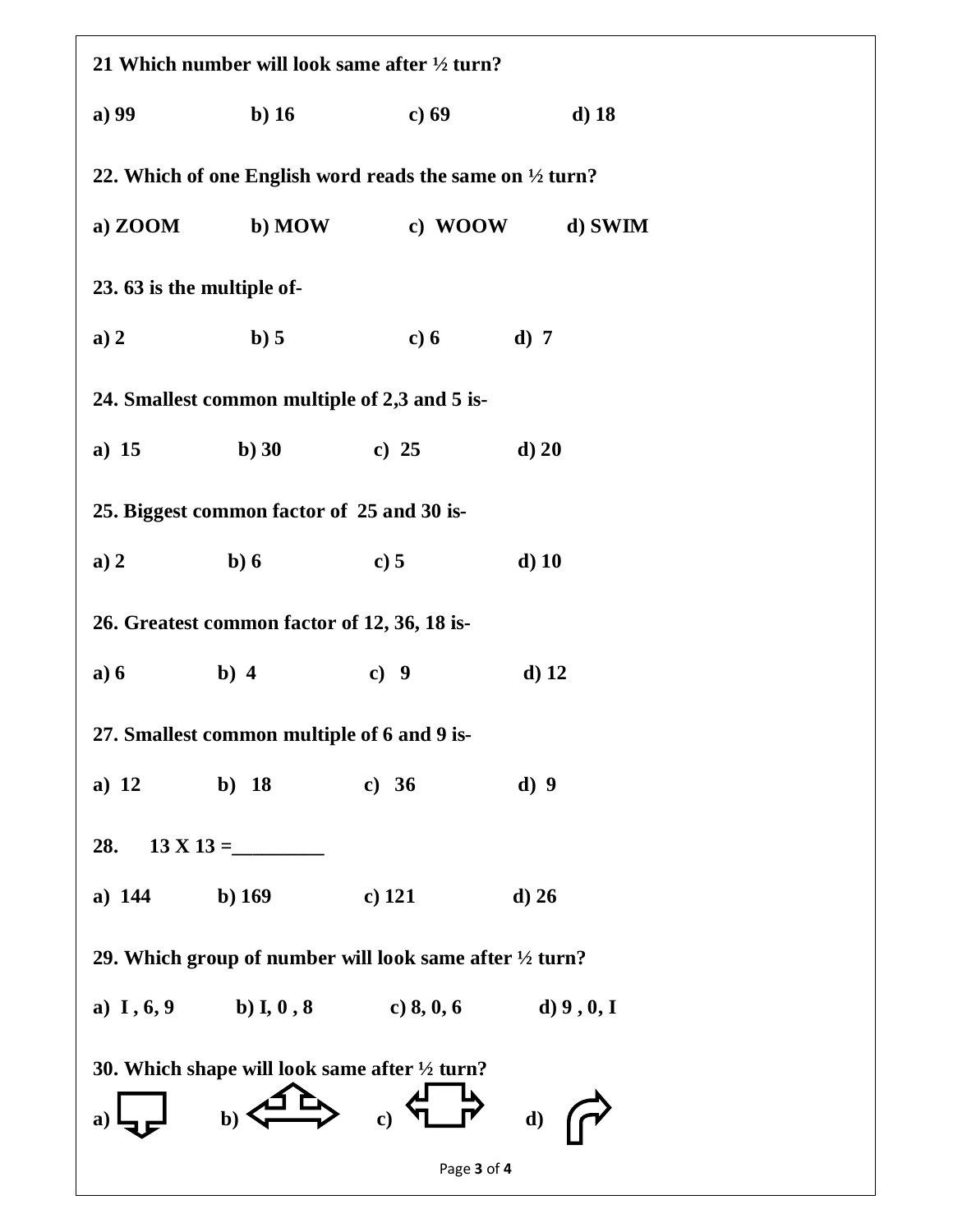**21 Which number will look same after ½ turn?**

**a) 99 b) 16 c) 69 d) 18**

**22. Which of one English word reads the same on ½ turn?**

**a) ZOOM b) MOW c) WOOW d) SWIM**

**23. 63 is the multiple of-**

**a) 2 b) 5 c) 6 d) 7**

**24. Smallest common multiple of 2,3 and 5 is-**

**a) 15 b) 30 c) 25 d) 20**

**25. Biggest common factor of 25 and 30 is-**

**a) 2 b) 6 c) 5 d) 10**

**26. Greatest common factor of 12, 36, 18 is-**

**a) 6 b) 4 c) 9 d) 12**

**27. Smallest common multiple of 6 and 9 is-**

**a) 12 b) 18 c) 36 d) 9**

**28. 13 X 13 =_________**

**a) 144 b) 169 c) 121 d) 26**

**29. Which group of number will look same after ½ turn?**

**a) I , 6, 9 b) I, 0 , 8 c) 8, 0, 6 d) 9 , 0, I**

**30. Which shape will look same after ½ turn?**

**a) b) c) d)**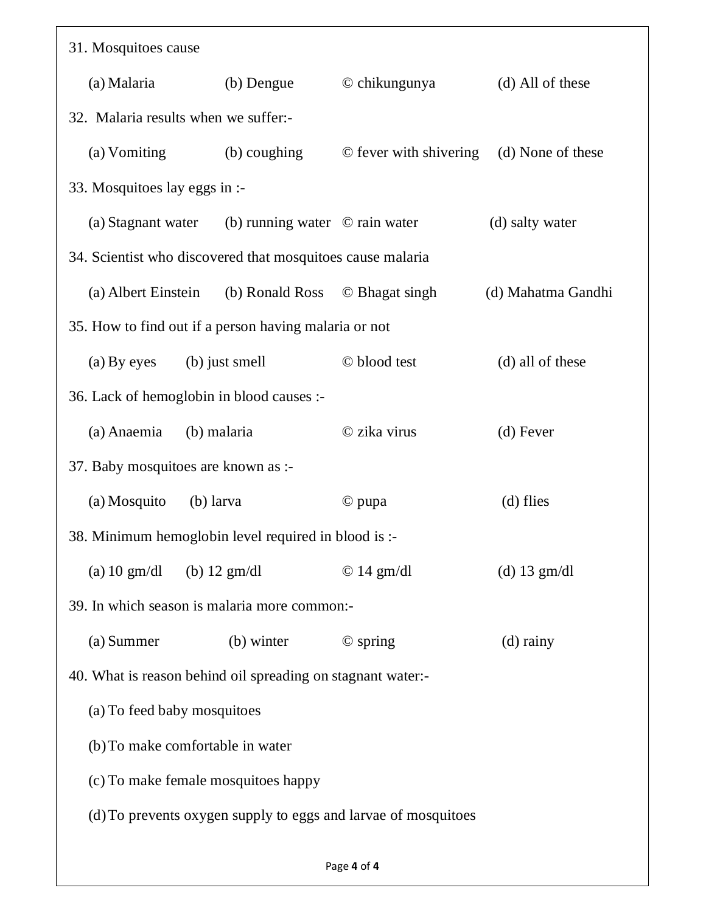31. Mosquitoes cause

(a) Malaria (b) Dengue © chikungunya (d) All of these

32. Malaria results when we suffer:-

(a) Vomiting (b) coughing © fever with shivering (d) None of these

33. Mosquitoes lay eggs in :-

(a) Stagnant water (b) running water © rain water (d) salty water

34. Scientist who discovered that mosquitoes cause malaria

(a) Albert Einstein (b) Ronald Ross © Bhagat singh (d) Mahatma Gandhi

35. How to find out if a person having malaria or not

(a) By eyes (b) just smell © blood test (d) all of these

36. Lack of hemoglobin in blood causes :-

(a) Anaemia (b) malaria © zika virus (d) Fever

37. Baby mosquitoes are known as :-

(a) Mosquito (b) larva © pupa (d) flies

38. Minimum hemoglobin level required in blood is :-

(a) 10 gm/dl (b) 12 gm/dl © 14 gm/dl (d) 13 gm/dl

39. In which season is malaria more common:-

(a) Summer (b) winter © spring (d) rainy

40. What is reason behind oil spreading on stagnant water:-

(a) To feed baby mosquitoes

(b) To make comfortable in water

(c) To make female mosquitoes happy

(d) To prevents oxygen supply to eggs and larvae of mosquitoes